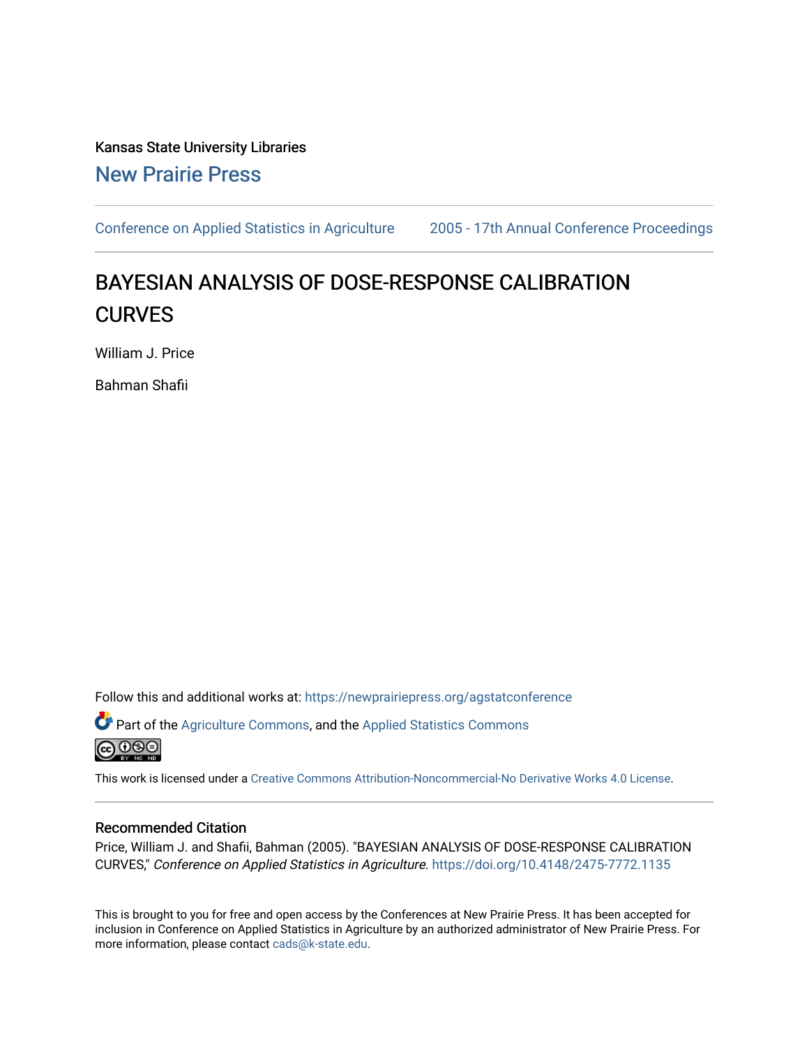Kansas State University Libraries

New Prairie Press

Conference on Applied Statistics in Agriculture | 2005 - 17th Annual Conference Proceedings

# BAYESIAN ANALYSIS OF DOSE-RESPONSE CALIBRATION CURVES

William J. Price

Bahman Shafii

Follow this and additional works at: https://newprairiepress.org/agstatconference

Part of the Agriculture Commons, and the Applied Statistics Commons

This work is licensed under a Creative Commons Attribution-Noncommercial-No Derivative Works 4.0 License.

## Recommended Citation

Price, William J. and Shafii, Bahman (2005). "BAYESIAN ANALYSIS OF DOSE-RESPONSE CALIBRATION CURVES," *Conference on Applied Statistics in Agriculture*. https://doi.org/10.4148/2475-7772.1135

This is brought to you for free and open access by the Conferences at New Prairie Press. It has been accepted for inclusion in Conference on Applied Statistics in Agriculture by an authorized administrator of New Prairie Press. For more information, please contact cads@k-state.edu.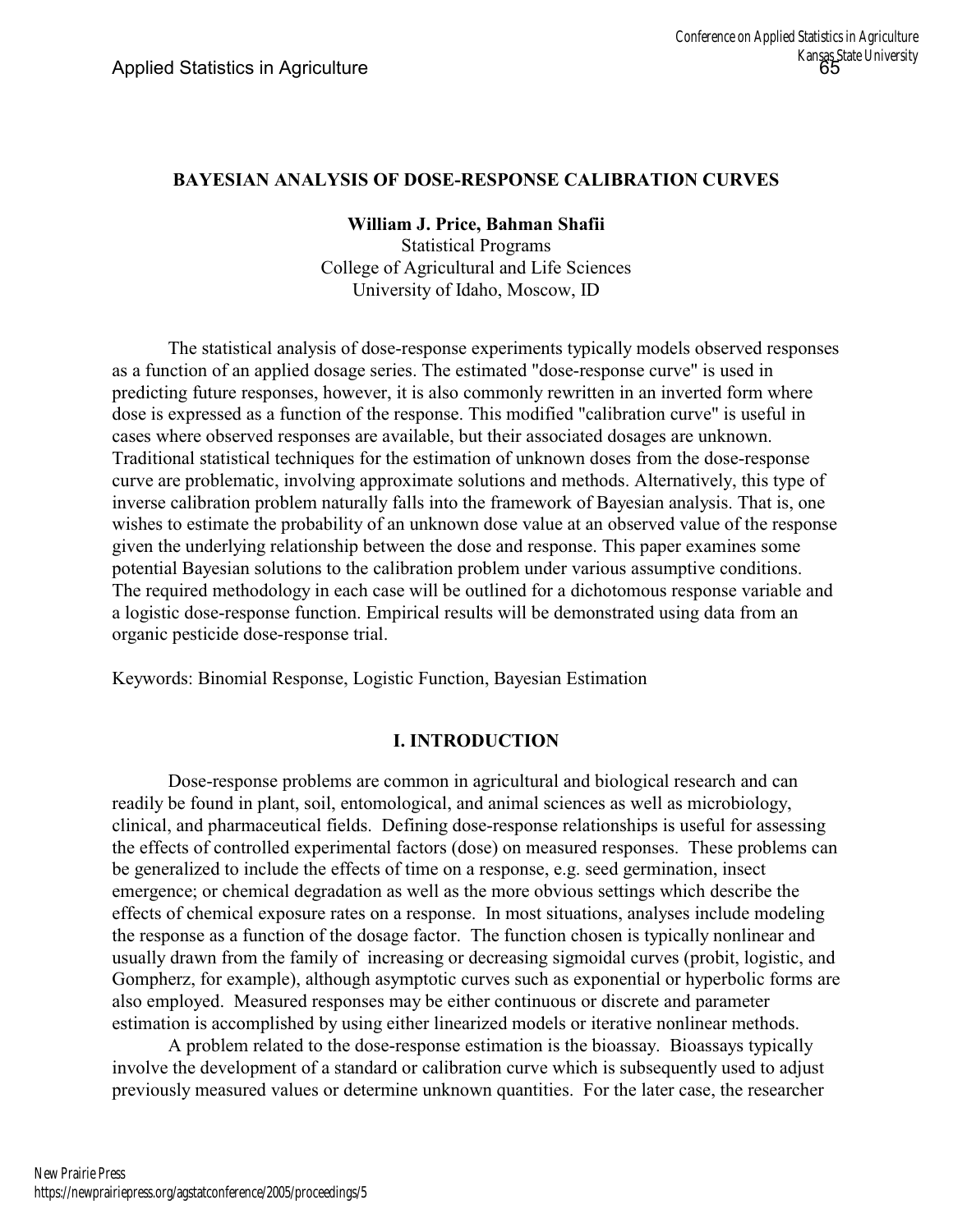## BAYESIAN ANALYSIS OF DOSE-RESPONSE CALIBRATION CURVES

**William J. Price, Bahman Shafii**

Statistical Programs
College of Agricultural and Life Sciences
University of Idaho, Moscow, ID

The statistical analysis of dose-response experiments typically models observed responses as a function of an applied dosage series. The estimated "dose-response curve" is used in predicting future responses, however, it is also commonly rewritten in an inverted form where dose is expressed as a function of the response. This modified "calibration curve" is useful in cases where observed responses are available, but their associated dosages are unknown. Traditional statistical techniques for the estimation of unknown doses from the dose-response curve are problematic, involving approximate solutions and methods. Alternatively, this type of inverse calibration problem naturally falls into the framework of Bayesian analysis. That is, one wishes to estimate the probability of an unknown dose value at an observed value of the response given the underlying relationship between the dose and response. This paper examines some potential Bayesian solutions to the calibration problem under various assumptive conditions. The required methodology in each case will be outlined for a dichotomous response variable and a logistic dose-response function. Empirical results will be demonstrated using data from an organic pesticide dose-response trial.

Keywords: Binomial Response, Logistic Function, Bayesian Estimation

## I. INTRODUCTION

Dose-response problems are common in agricultural and biological research and can readily be found in plant, soil, entomological, and animal sciences as well as microbiology, clinical, and pharmaceutical fields. Defining dose-response relationships is useful for assessing the effects of controlled experimental factors (dose) on measured responses. These problems can be generalized to include the effects of time on a response, e.g. seed germination, insect emergence; or chemical degradation as well as the more obvious settings which describe the effects of chemical exposure rates on a response. In most situations, analyses include modeling the response as a function of the dosage factor. The function chosen is typically nonlinear and usually drawn from the family of increasing or decreasing sigmoidal curves (probit, logistic, and Gompherz, for example), although asymptotic curves such as exponential or hyperbolic forms are also employed. Measured responses may be either continuous or discrete and parameter estimation is accomplished by using either linearized models or iterative nonlinear methods.

A problem related to the dose-response estimation is the bioassay. Bioassays typically involve the development of a standard or calibration curve which is subsequently used to adjust previously measured values or determine unknown quantities. For the later case, the researcher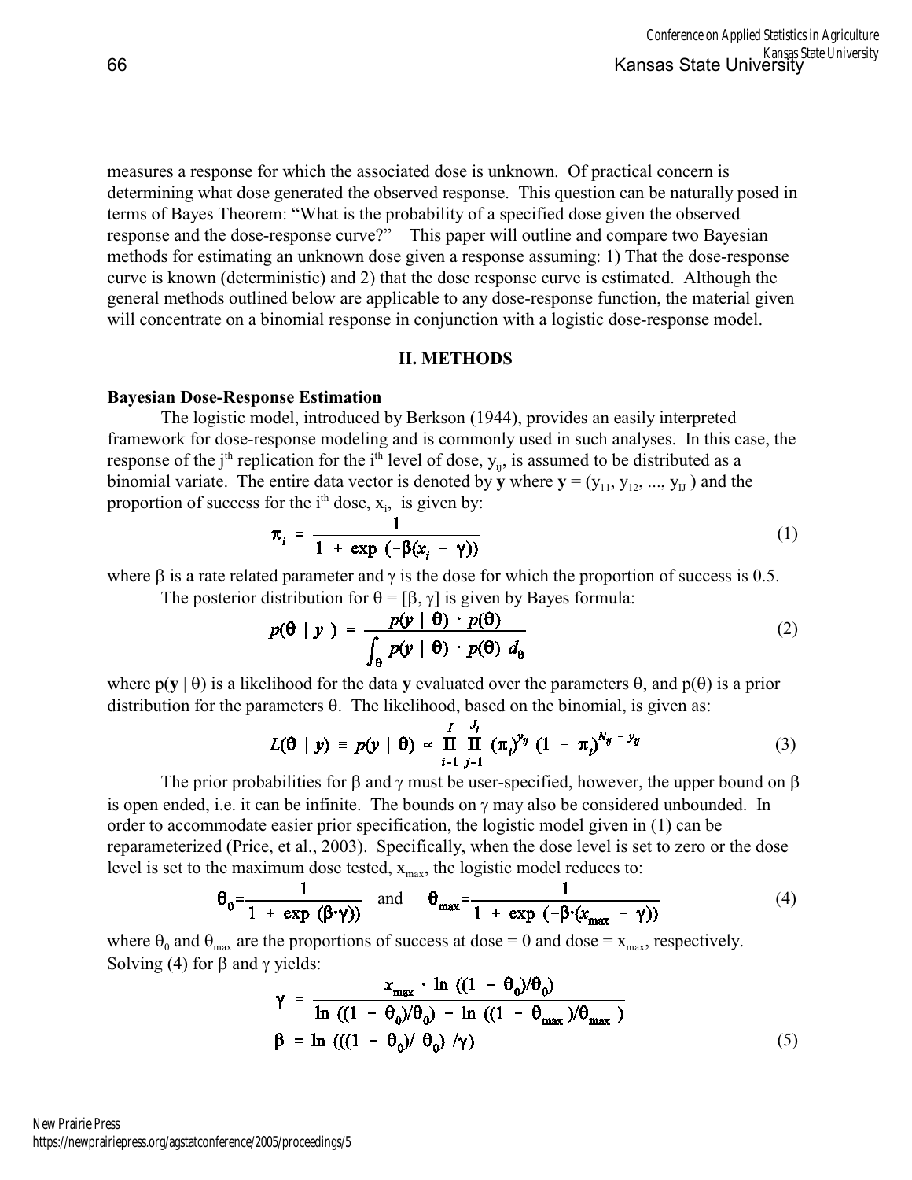measures a response for which the associated dose is unknown. Of practical concern is determining what dose generated the observed response. This question can be naturally posed in terms of Bayes Theorem: "What is the probability of a specified dose given the observed response and the dose-response curve?" This paper will outline and compare two Bayesian methods for estimating an unknown dose given a response assuming: 1) That the dose-response curve is known (deterministic) and 2) that the dose response curve is estimated. Although the general methods outlined below are applicable to any dose-response function, the material given will concentrate on a binomial response in conjunction with a logistic dose-response model.

## II. METHODS

### Bayesian Dose-Response Estimation

The logistic model, introduced by Berkson (1944), provides an easily interpreted framework for dose-response modeling and is commonly used in such analyses. In this case, the response of the $j^{th}$ replication for the $i^{th}$ level of dose, $y_{ij}$, is assumed to be distributed as a binomial variate. The entire data vector is denoted by **y** where $\mathbf{y} = (y_{11}, y_{12}, ..., y_{IJ})$ and the proportion of success for the $i^{th}$ dose, $x_i$, is given by:

$$\pi_i = \frac{1}{1 + \exp\left(-\beta(x_i - \gamma)\right)} \tag{1}$$

where $\beta$ is a rate related parameter and $\gamma$ is the dose for which the proportion of success is 0.5.

The posterior distribution for $\theta = [\beta, \gamma]$ is given by Bayes formula:

$$p(\theta \mid y) = \frac{p(y \mid \theta) \cdot p(\theta)}{\int_\theta p(y \mid \theta) \cdot p(\theta) \, d_\theta} \tag{2}$$

where $p(\mathbf{y} \mid \theta)$ is a likelihood for the data **y** evaluated over the parameters $\theta$, and $p(\theta)$ is a prior distribution for the parameters $\theta$. The likelihood, based on the binomial, is given as:

$$L(\theta \mid \mathbf{y}) \equiv p(\mathbf{y} \mid \theta) \propto \prod_{i=1}^{I} \prod_{j=1}^{J_i} (\pi_i)^{y_{ij}} (1 - \pi_i)^{N_{ij} - y_{ij}} \tag{3}$$

The prior probabilities for $\beta$ and $\gamma$ must be user-specified, however, the upper bound on $\beta$ is open ended, i.e. it can be infinite. The bounds on $\gamma$ may also be considered unbounded. In order to accommodate easier prior specification, the logistic model given in (1) can be reparameterized (Price, et al., 2003). Specifically, when the dose level is set to zero or the dose level is set to the maximum dose tested, $x_{max}$, the logistic model reduces to:

$$\theta_0 = \frac{1}{1 + \exp(\beta \cdot \gamma)} \quad \text{and} \quad \theta_{max} = \frac{1}{1 + \exp\left(-\beta \cdot (x_{max} - \gamma)\right)} \tag{4}$$

where $\theta_0$ and $\theta_{max}$ are the proportions of success at dose = 0 and dose = $x_{max}$, respectively. Solving (4) for $\beta$ and $\gamma$ yields:

$$\gamma = \frac{x_{max} \cdot \ln\left((1 - \theta_0)/\theta_0\right)}{\ln\left((1 - \theta_0)/\theta_0\right) - \ln\left((1 - \theta_{max})/\theta_{max}\right)}$$

$$\beta = \ln\left(((1 - \theta_0)/\theta_0)/\gamma\right) \tag{5}$$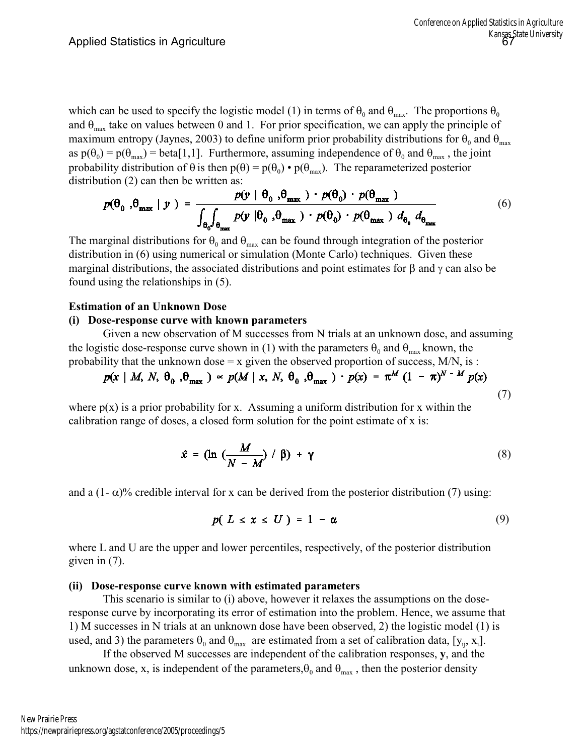which can be used to specify the logistic model (1) in terms of $\theta_0$ and $\theta_{max}$. The proportions $\theta_0$ and $\theta_{max}$ take on values between 0 and 1. For prior specification, we can apply the principle of maximum entropy (Jaynes, 2003) to define uniform prior probability distributions for $\theta_0$ and $\theta_{max}$ as $p(\theta_0) = p(\theta_{max}) = \text{beta}[1,1]$. Furthermore, assuming independence of $\theta_0$ and $\theta_{max}$, the joint probability distribution of $\theta$ is then $p(\theta) = p(\theta_0) \bullet p(\theta_{max})$. The reparameterized posterior distribution (2) can then be written as:

$$p(\theta_0, \theta_{max} \mid y) = \frac{p(y \mid \theta_0, \theta_{max}) \cdot p(\theta_0) \cdot p(\theta_{max})}{\int_{\theta_0}\int_{\theta_{max}} p(y \mid \theta_0, \theta_{max}) \cdot p(\theta_0) \cdot p(\theta_{max}) \; d_{\theta_0} \; d_{\theta_{max}}} \tag{6}$$

The marginal distributions for $\theta_0$ and $\theta_{max}$ can be found through integration of the posterior distribution in (6) using numerical or simulation (Monte Carlo) techniques. Given these marginal distributions, the associated distributions and point estimates for $\beta$ and $\gamma$ can also be found using the relationships in (5).

**Estimation of an Unknown Dose**

**(i) Dose-response curve with known parameters**

Given a new observation of M successes from N trials at an unknown dose, and assuming the logistic dose-response curve shown in (1) with the parameters $\theta_0$ and $\theta_{max}$ known, the probability that the unknown dose = x given the observed proportion of success, M/N, is :

$$p(x \mid M, N, \theta_0, \theta_{max}) \propto p(M \mid x, N, \theta_0, \theta_{max}) \cdot p(x) = \pi^M (1 - \pi)^{N-M} p(x) \tag{7}$$

where p(x) is a prior probability for x. Assuming a uniform distribution for x within the calibration range of doses, a closed form solution for the point estimate of x is:

$$\hat{x} = (\ln(\frac{M}{N-M}) / \beta) + \gamma \tag{8}$$

and a (1- $\alpha$)% credible interval for x can be derived from the posterior distribution (7) using:

$$p(L \leq x \leq U) = 1 - \alpha \tag{9}$$

where L and U are the upper and lower percentiles, respectively, of the posterior distribution given in (7).

**(ii) Dose-response curve known with estimated parameters**

This scenario is similar to (i) above, however it relaxes the assumptions on the dose-response curve by incorporating its error of estimation into the problem. Hence, we assume that 1) M successes in N trials at an unknown dose have been observed, 2) the logistic model (1) is used, and 3) the parameters $\theta_0$ and $\theta_{max}$ are estimated from a set of calibration data, $[y_{ij}, x_i]$.

If the observed M successes are independent of the calibration responses, **y**, and the unknown dose, x, is independent of the parameters, $\theta_0$ and $\theta_{max}$, then the posterior density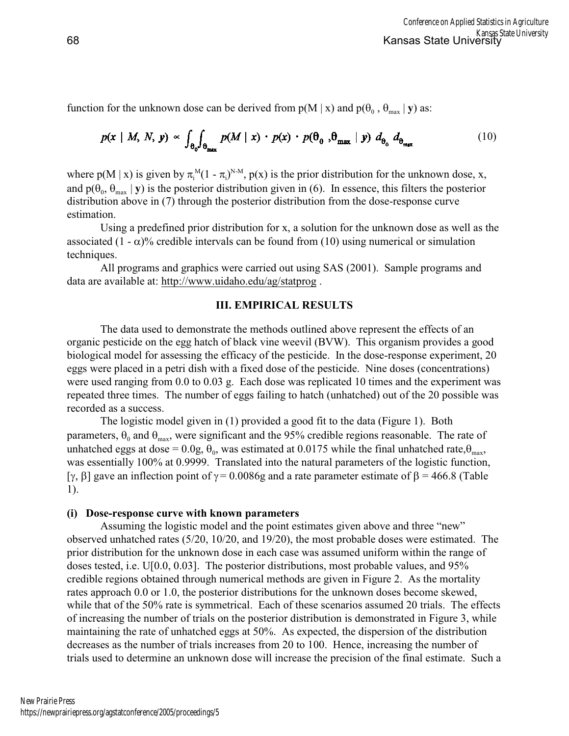function for the unknown dose can be derived from $p(M \mid x)$ and $p(\theta_0, \theta_{max} \mid \mathbf{y})$ as:

$$p(x \mid M, N, \mathbf{y}) \propto \int_{\theta_0}\int_{\theta_{max}} p(M \mid x) \cdot p(x) \cdot p(\theta_0, \theta_{max} \mid \mathbf{y}) \, d_{\theta_0} \, d_{\theta_{max}} \tag{10}$$

where $p(M \mid x)$ is given by $\pi_i^M(1 - \pi_i)^{N-M}$, $p(x)$ is the prior distribution for the unknown dose, x, and $p(\theta_0, \theta_{max} \mid \mathbf{y})$ is the posterior distribution given in (6). In essence, this filters the posterior distribution above in (7) through the posterior distribution from the dose-response curve estimation.

Using a predefined prior distribution for x, a solution for the unknown dose as well as the associated $(1 - \alpha)\%$ credible intervals can be found from (10) using numerical or simulation techniques.

All programs and graphics were carried out using SAS (2001). Sample programs and data are available at: http://www.uidaho.edu/ag/statprog .

## III. EMPIRICAL RESULTS

The data used to demonstrate the methods outlined above represent the effects of an organic pesticide on the egg hatch of black vine weevil (BVW). This organism provides a good biological model for assessing the efficacy of the pesticide. In the dose-response experiment, 20 eggs were placed in a petri dish with a fixed dose of the pesticide. Nine doses (concentrations) were used ranging from 0.0 to 0.03 g. Each dose was replicated 10 times and the experiment was repeated three times. The number of eggs failing to hatch (unhatched) out of the 20 possible was recorded as a success.

The logistic model given in (1) provided a good fit to the data (Figure 1). Both parameters, $\theta_0$ and $\theta_{max}$, were significant and the 95% credible regions reasonable. The rate of unhatched eggs at dose = 0.0g, $\theta_0$, was estimated at 0.0175 while the final unhatched rate, $\theta_{max}$, was essentially 100% at 0.9999. Translated into the natural parameters of the logistic function, $[\gamma, \beta]$ gave an inflection point of $\gamma = 0.0086$g and a rate parameter estimate of $\beta = 466.8$ (Table 1).

**(i) Dose-response curve with known parameters**

Assuming the logistic model and the point estimates given above and three "new" observed unhatched rates (5/20, 10/20, and 19/20), the most probable doses were estimated. The prior distribution for the unknown dose in each case was assumed uniform within the range of doses tested, i.e. U[0.0, 0.03]. The posterior distributions, most probable values, and 95% credible regions obtained through numerical methods are given in Figure 2. As the mortality rates approach 0.0 or 1.0, the posterior distributions for the unknown doses become skewed, while that of the 50% rate is symmetrical. Each of these scenarios assumed 20 trials. The effects of increasing the number of trials on the posterior distribution is demonstrated in Figure 3, while maintaining the rate of unhatched eggs at 50%. As expected, the dispersion of the distribution decreases as the number of trials increases from 20 to 100. Hence, increasing the number of trials used to determine an unknown dose will increase the precision of the final estimate. Such a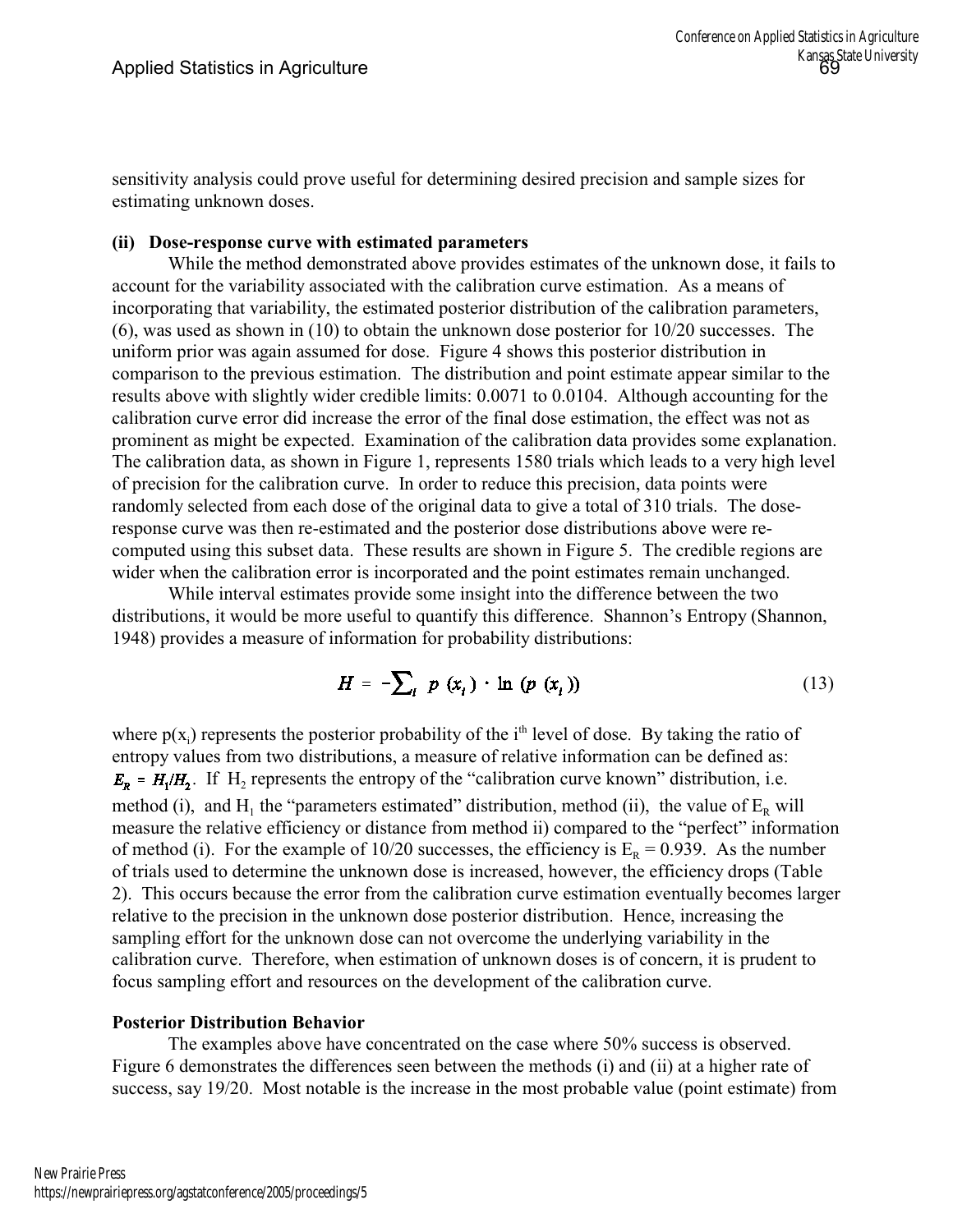sensitivity analysis could prove useful for determining desired precision and sample sizes for estimating unknown doses.

**(ii) Dose-response curve with estimated parameters**

While the method demonstrated above provides estimates of the unknown dose, it fails to account for the variability associated with the calibration curve estimation. As a means of incorporating that variability, the estimated posterior distribution of the calibration parameters, (6), was used as shown in (10) to obtain the unknown dose posterior for 10/20 successes. The uniform prior was again assumed for dose. Figure 4 shows this posterior distribution in comparison to the previous estimation. The distribution and point estimate appear similar to the results above with slightly wider credible limits: 0.0071 to 0.0104. Although accounting for the calibration curve error did increase the error of the final dose estimation, the effect was not as prominent as might be expected. Examination of the calibration data provides some explanation. The calibration data, as shown in Figure 1, represents 1580 trials which leads to a very high level of precision for the calibration curve. In order to reduce this precision, data points were randomly selected from each dose of the original data to give a total of 310 trials. The dose-response curve was then re-estimated and the posterior dose distributions above were re-computed using this subset data. These results are shown in Figure 5. The credible regions are wider when the calibration error is incorporated and the point estimates remain unchanged.

While interval estimates provide some insight into the difference between the two distributions, it would be more useful to quantify this difference. Shannon's Entropy (Shannon, 1948) provides a measure of information for probability distributions:

$$H = -\sum_{i} p(x_i) \cdot \ln(p(x_i)) \tag{13}$$

where $p(x_i)$ represents the posterior probability of the i[th] level of dose. By taking the ratio of entropy values from two distributions, a measure of relative information can be defined as: $E_R = H_1/H_2$. If $H_2$ represents the entropy of the "calibration curve known" distribution, i.e. method (i), and $H_1$ the "parameters estimated" distribution, method (ii), the value of $E_R$ will measure the relative efficiency or distance from method ii) compared to the "perfect" information of method (i). For the example of 10/20 successes, the efficiency is $E_R = 0.939$. As the number of trials used to determine the unknown dose is increased, however, the efficiency drops (Table 2). This occurs because the error from the calibration curve estimation eventually becomes larger relative to the precision in the unknown dose posterior distribution. Hence, increasing the sampling effort for the unknown dose can not overcome the underlying variability in the calibration curve. Therefore, when estimation of unknown doses is of concern, it is prudent to focus sampling effort and resources on the development of the calibration curve.

**Posterior Distribution Behavior**

The examples above have concentrated on the case where 50% success is observed. Figure 6 demonstrates the differences seen between the methods (i) and (ii) at a higher rate of success, say 19/20. Most notable is the increase in the most probable value (point estimate) from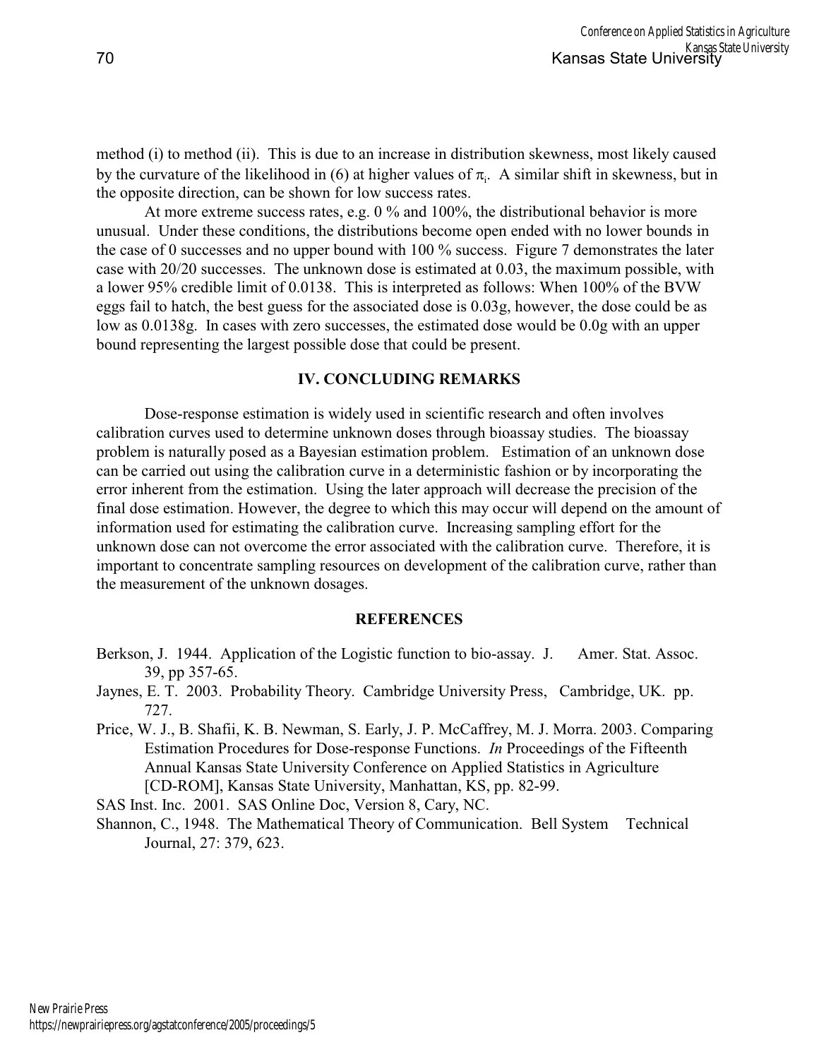method (i) to method (ii). This is due to an increase in distribution skewness, most likely caused by the curvature of the likelihood in (6) at higher values of $\pi_i$. A similar shift in skewness, but in the opposite direction, can be shown for low success rates.

At more extreme success rates, e.g. 0 % and 100%, the distributional behavior is more unusual. Under these conditions, the distributions become open ended with no lower bounds in the case of 0 successes and no upper bound with 100 % success. Figure 7 demonstrates the later case with 20/20 successes. The unknown dose is estimated at 0.03, the maximum possible, with a lower 95% credible limit of 0.0138. This is interpreted as follows: When 100% of the BVW eggs fail to hatch, the best guess for the associated dose is 0.03g, however, the dose could be as low as 0.0138g. In cases with zero successes, the estimated dose would be 0.0g with an upper bound representing the largest possible dose that could be present.

## IV. CONCLUDING REMARKS

Dose-response estimation is widely used in scientific research and often involves calibration curves used to determine unknown doses through bioassay studies. The bioassay problem is naturally posed as a Bayesian estimation problem. Estimation of an unknown dose can be carried out using the calibration curve in a deterministic fashion or by incorporating the error inherent from the estimation. Using the later approach will decrease the precision of the final dose estimation. However, the degree to which this may occur will depend on the amount of information used for estimating the calibration curve. Increasing sampling effort for the unknown dose can not overcome the error associated with the calibration curve. Therefore, it is important to concentrate sampling resources on development of the calibration curve, rather than the measurement of the unknown dosages.

## REFERENCES

Berkson, J. 1944. Application of the Logistic function to bio-assay. J. Amer. Stat. Assoc. 39, pp 357-65.

Jaynes, E. T. 2003. Probability Theory. Cambridge University Press, Cambridge, UK. pp. 727.

Price, W. J., B. Shafii, K. B. Newman, S. Early, J. P. McCaffrey, M. J. Morra. 2003. Comparing Estimation Procedures for Dose-response Functions. *In* Proceedings of the Fifteenth Annual Kansas State University Conference on Applied Statistics in Agriculture [CD-ROM], Kansas State University, Manhattan, KS, pp. 82-99.

SAS Inst. Inc. 2001. SAS Online Doc, Version 8, Cary, NC.

Shannon, C., 1948. The Mathematical Theory of Communication. Bell System Technical Journal, 27: 379, 623.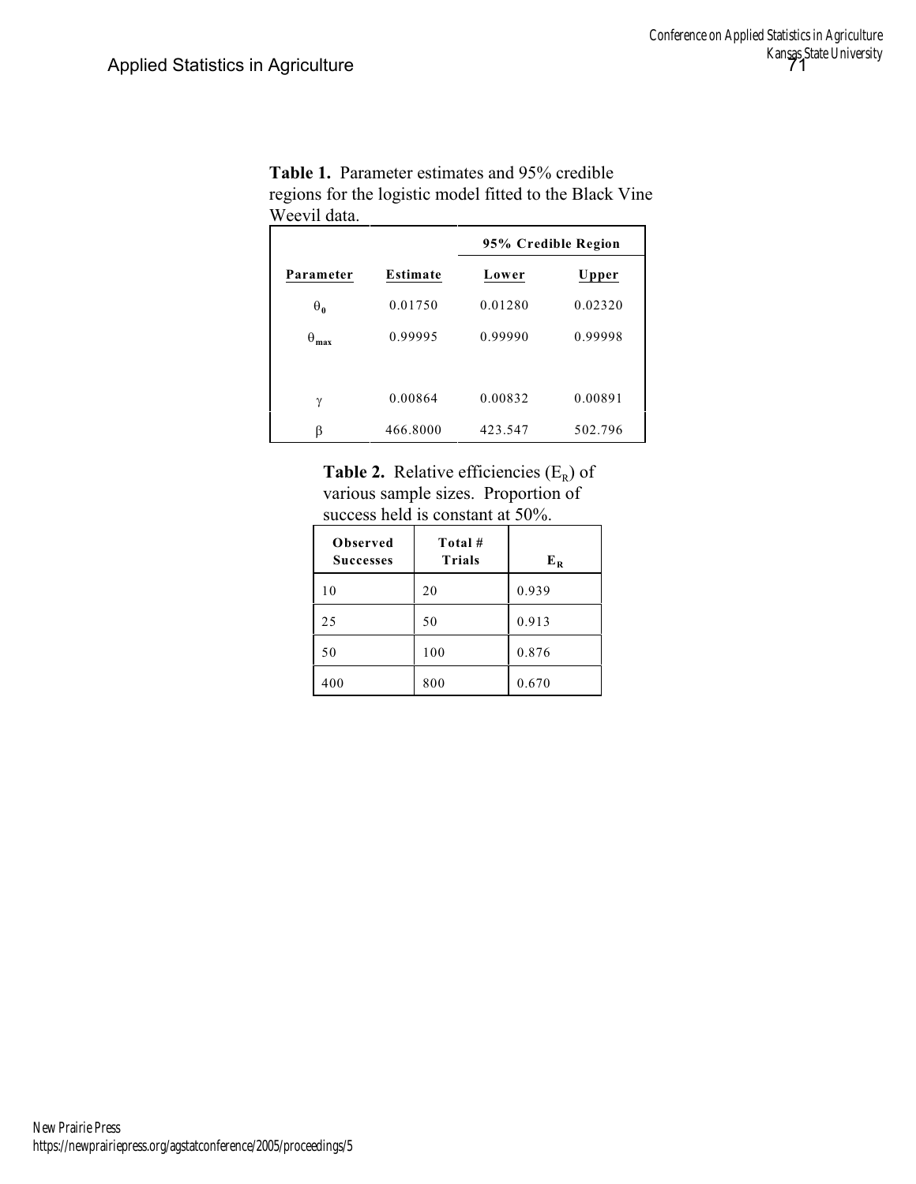**Table 1.** Parameter estimates and 95% credible regions for the logistic model fitted to the Black Vine Weevil data.

| | | 95% Credible Region | |
|---|---|---|---|
| **Parameter** | **Estimate** | **Lower** | **Upper** |
| $\theta_0$ | 0.01750 | 0.01280 | 0.02320 |
| $\theta_{max}$ | 0.99995 | 0.99990 | 0.99998 |
| $\gamma$ | 0.00864 | 0.00832 | 0.00891 |
| $\beta$ | 466.8000 | 423.547 | 502.796 |

**Table 2.** Relative efficiencies ($E_R$) of various sample sizes. Proportion of success held is constant at 50%.

| Observed Successes | Total # Trials | $E_R$ |
|---|---|---|
| 10 | 20 | 0.939 |
| 25 | 50 | 0.913 |
| 50 | 100 | 0.876 |
| 400 | 800 | 0.670 |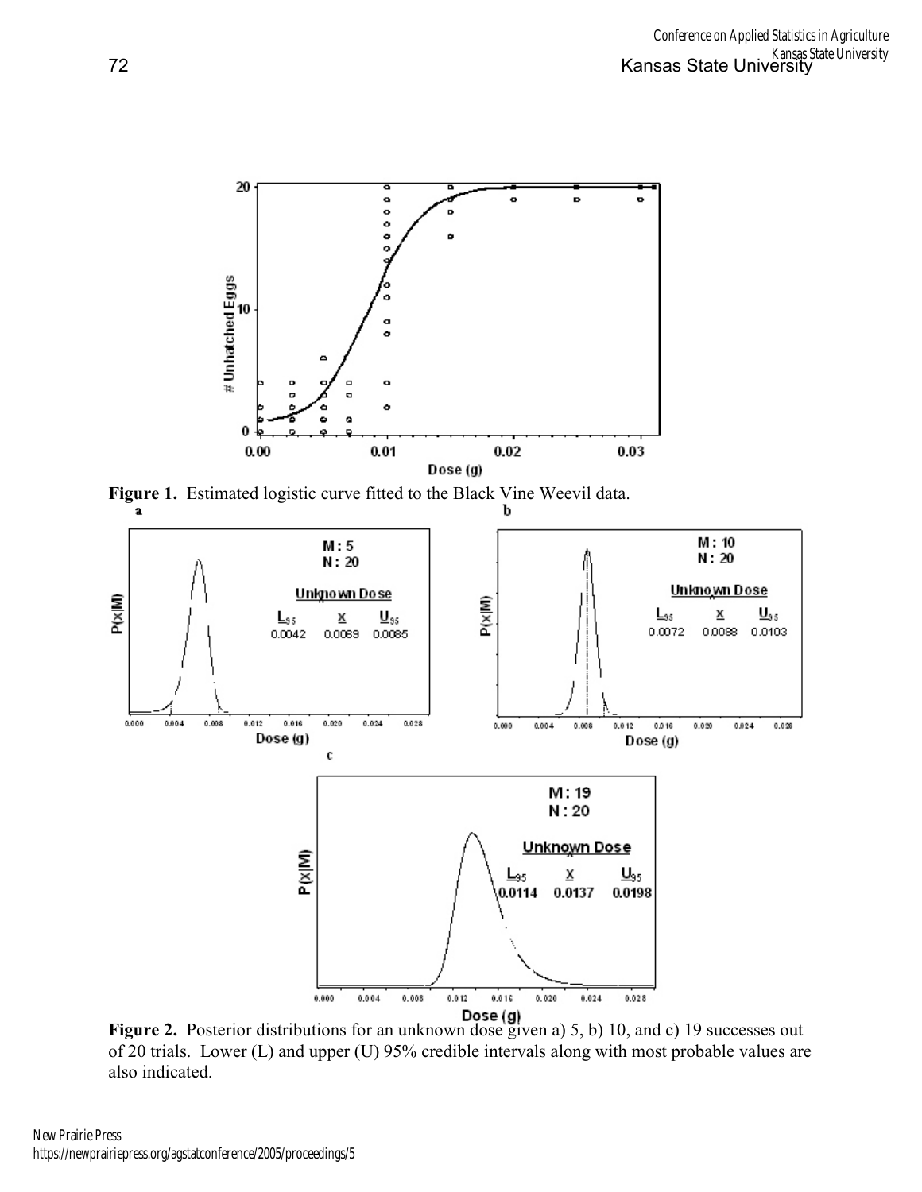**Figure 1.** Estimated logistic curve fitted to the Black Vine Weevil data.

**Figure 2.** Posterior distributions for an unknown dose given a) 5, b) 10, and c) 19 successes out of 20 trials. Lower (L) and upper (U) 95% credible intervals along with most probable values are also indicated.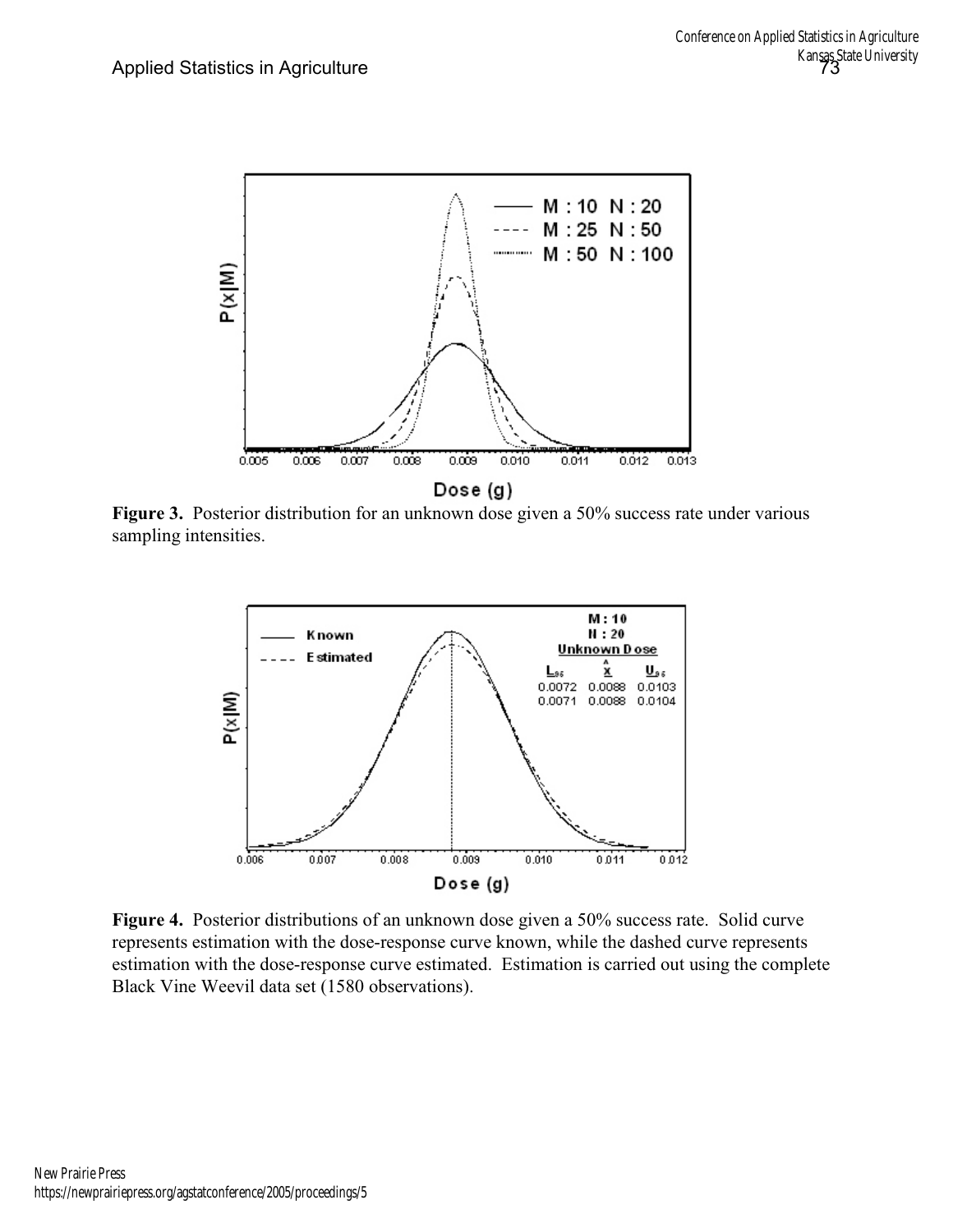**Figure 3.** Posterior distribution for an unknown dose given a 50% success rate under various sampling intensities.

**Figure 4.** Posterior distributions of an unknown dose given a 50% success rate. Solid curve represents estimation with the dose-response curve known, while the dashed curve represents estimation with the dose-response curve estimated. Estimation is carried out using the complete Black Vine Weevil data set (1580 observations).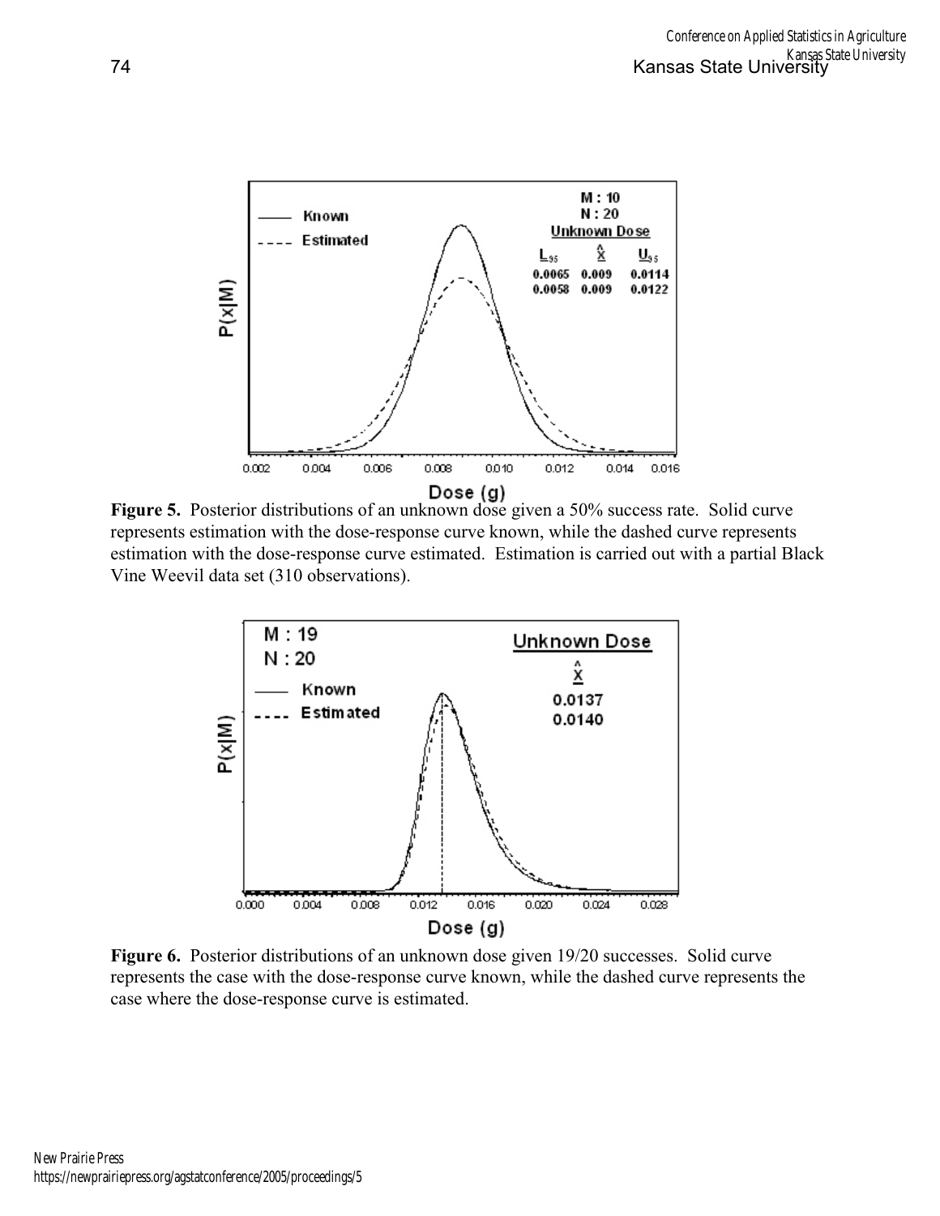**Figure 5.** Posterior distributions of an unknown dose given a 50% success rate. Solid curve represents estimation with the dose-response curve known, while the dashed curve represents estimation with the dose-response curve estimated. Estimation is carried out with a partial Black Vine Weevil data set (310 observations).

**Figure 6.** Posterior distributions of an unknown dose given 19/20 successes. Solid curve represents the case with the dose-response curve known, while the dashed curve represents the case where the dose-response curve is estimated.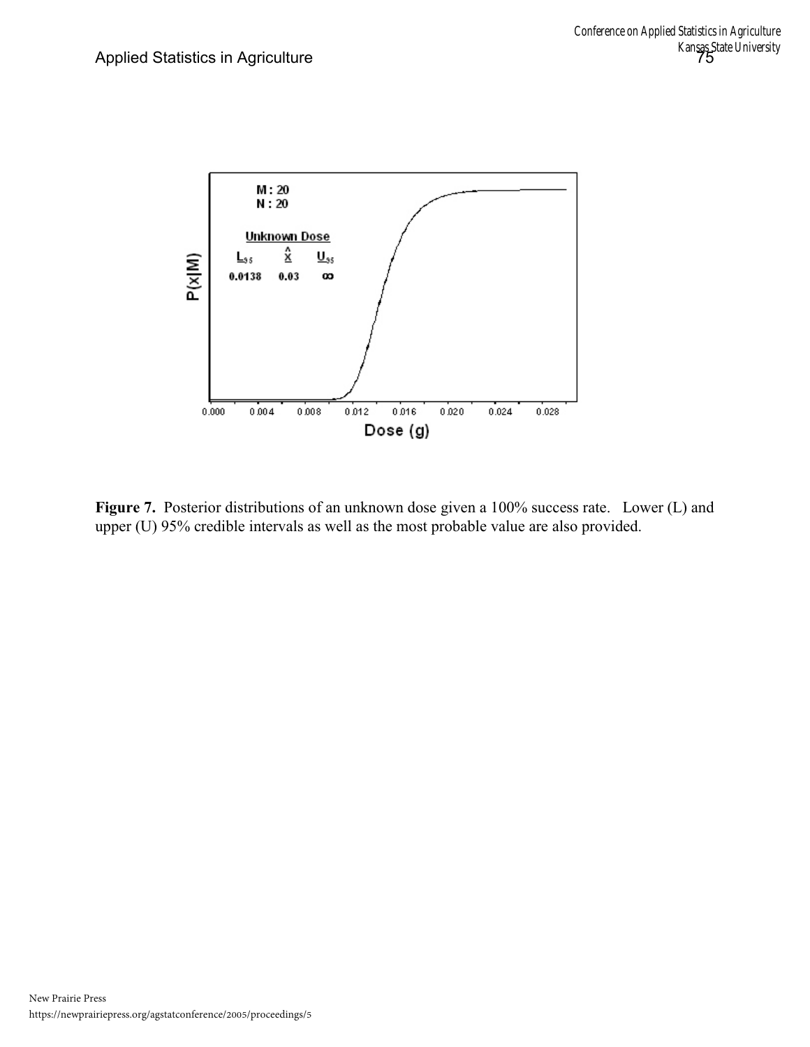M : 20
N : 20

Unknown Dose

$L_{95}$ $\hat{x}$ $U_{95}$

0.0138 0.03 ∞

P(x|M)

0.000 0.004 0.008 0.012 0.016 0.020 0.024 0.028

Dose (g)

**Figure 7.** Posterior distributions of an unknown dose given a 100% success rate. Lower (L) and upper (U) 95% credible intervals as well as the most probable value are also provided.